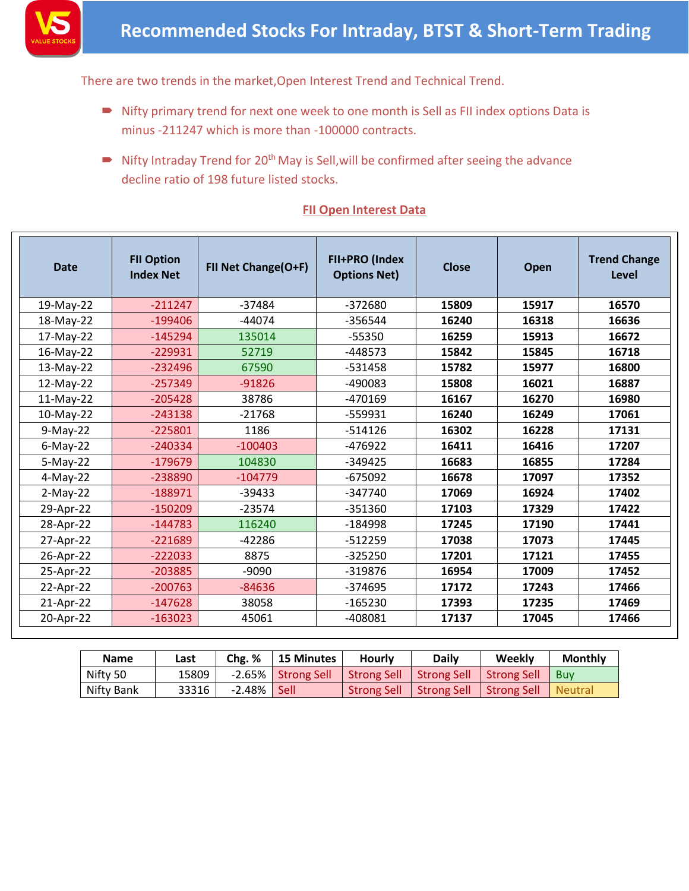# Recommended Stocks For Intraday, BTST & Short-Term Trading

There are two trends in the market,Open Interest Trend and Technical Trend.

- Nifty primary trend for next one week to one month is Sell as FII index options Data is minus -211247 which is more than -100000 contracts.
- Nifty Intraday Trend for 20th May is Sell,will be confirmed after seeing the advance decline ratio of 198 future listed stocks.

## FII Open Interest Data

| Date | FII Option Index Net | FII Net Change(O+F) | FII+PRO (Index Options Net) | Close | Open | Trend Change Level |
|---|---|---|---|---|---|---|
| 19-May-22 | -211247 | -37484 | -372680 | **15809** | **15917** | **16570** |
| 18-May-22 | -199406 | -44074 | -356544 | **16240** | **16318** | **16636** |
| 17-May-22 | -145294 | 135014 | -55350 | **16259** | **15913** | **16672** |
| 16-May-22 | -229931 | 52719 | -448573 | **15842** | **15845** | **16718** |
| 13-May-22 | -232496 | 67590 | -531458 | **15782** | **15977** | **16800** |
| 12-May-22 | -257349 | -91826 | -490083 | **15808** | **16021** | **16887** |
| 11-May-22 | -205428 | 38786 | -470169 | **16167** | **16270** | **16980** |
| 10-May-22 | -243138 | -21768 | -559931 | **16240** | **16249** | **17061** |
| 9-May-22 | -225801 | 1186 | -514126 | **16302** | **16228** | **17131** |
| 6-May-22 | -240334 | -100403 | -476922 | **16411** | **16416** | **17207** |
| 5-May-22 | -179679 | 104830 | -349425 | **16683** | **16855** | **17284** |
| 4-May-22 | -238890 | -104779 | -675092 | **16678** | **17097** | **17352** |
| 2-May-22 | -188971 | -39433 | -347740 | **17069** | **16924** | **17402** |
| 29-Apr-22 | -150209 | -23574 | -351360 | **17103** | **17329** | **17422** |
| 28-Apr-22 | -144783 | 116240 | -184998 | **17245** | **17190** | **17441** |
| 27-Apr-22 | -221689 | -42286 | -512259 | **17038** | **17073** | **17445** |
| 26-Apr-22 | -222033 | 8875 | -325250 | **17201** | **17121** | **17455** |
| 25-Apr-22 | -203885 | -9090 | -319876 | **16954** | **17009** | **17452** |
| 22-Apr-22 | -200763 | -84636 | -374695 | **17172** | **17243** | **17466** |
| 21-Apr-22 | -147628 | 38058 | -165230 | **17393** | **17235** | **17469** |
| 20-Apr-22 | -163023 | 45061 | -408081 | **17137** | **17045** | **17466** |

| Name | Last | Chg. % | 15 Minutes | Hourly | Daily | Weekly | Monthly |
|---|---|---|---|---|---|---|---|
| Nifty 50 | 15809 | -2.65% | Strong Sell | Strong Sell | Strong Sell | Strong Sell | Buy |
| Nifty Bank | 33316 | -2.48% | Sell | Strong Sell | Strong Sell | Strong Sell | Neutral |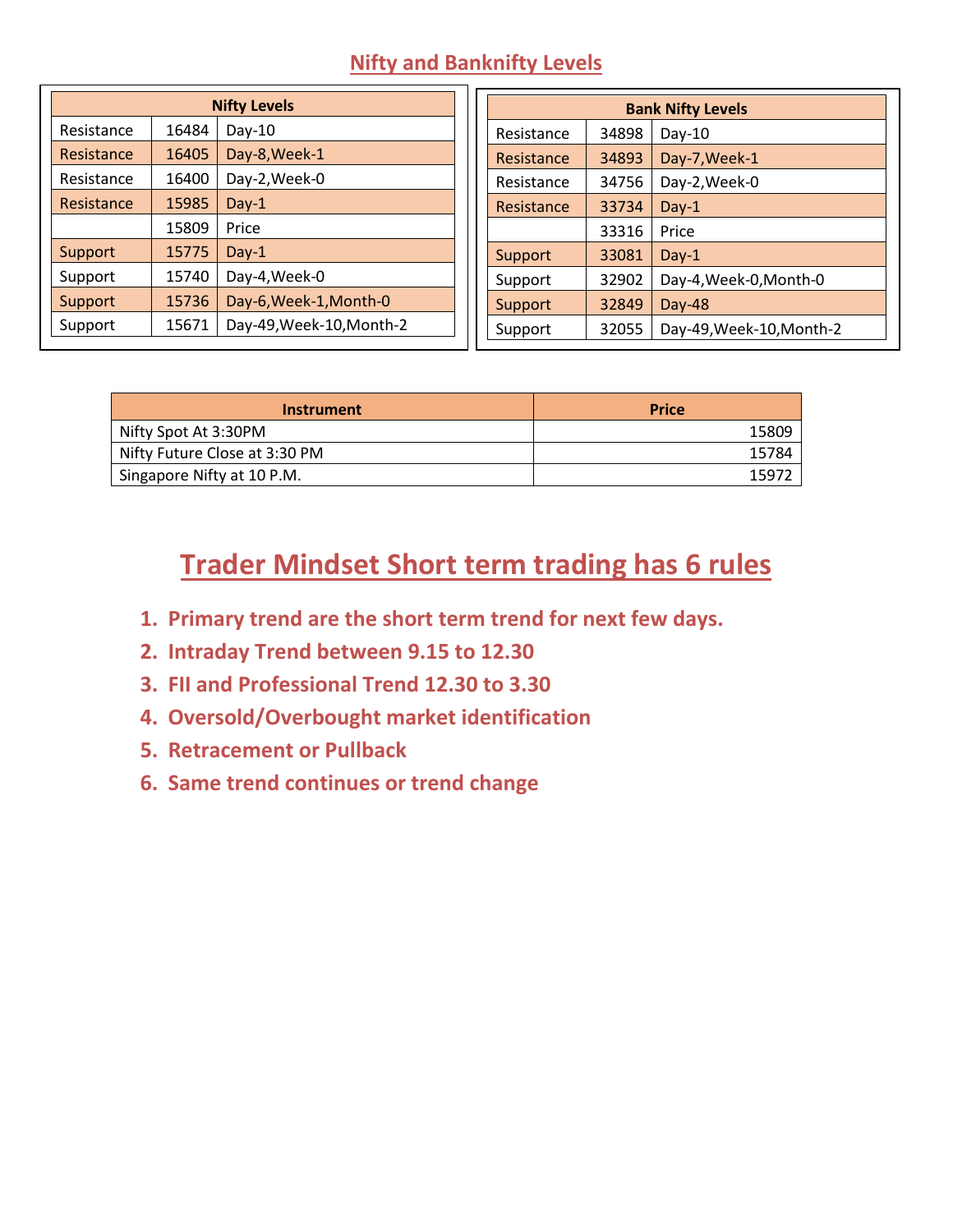## Nifty and Banknifty Levels

| Nifty Levels | | |
|---|---|---|
| Resistance | 16484 | Day-10 |
| Resistance | 16405 | Day-8,Week-1 |
| Resistance | 16400 | Day-2,Week-0 |
| Resistance | 15985 | Day-1 |
| | 15809 | Price |
| Support | 15775 | Day-1 |
| Support | 15740 | Day-4,Week-0 |
| Support | 15736 | Day-6,Week-1,Month-0 |
| Support | 15671 | Day-49,Week-10,Month-2 |

| Bank Nifty Levels | | |
|---|---|---|
| Resistance | 34898 | Day-10 |
| Resistance | 34893 | Day-7,Week-1 |
| Resistance | 34756 | Day-2,Week-0 |
| Resistance | 33734 | Day-1 |
| | 33316 | Price |
| Support | 33081 | Day-1 |
| Support | 32902 | Day-4,Week-0,Month-0 |
| Support | 32849 | Day-48 |
| Support | 32055 | Day-49,Week-10,Month-2 |

| Instrument | Price |
|---|---|
| Nifty Spot At 3:30PM | 15809 |
| Nifty Future Close at 3:30 PM | 15784 |
| Singapore Nifty at 10 P.M. | 15972 |

# Trader Mindset Short term trading has 6 rules

1. **Primary trend are the short term trend for next few days.**
2. **Intraday Trend between 9.15 to 12.30**
3. **FII and Professional Trend 12.30 to 3.30**
4. **Oversold/Overbought market identification**
5. **Retracement or Pullback**
6. **Same trend continues or trend change**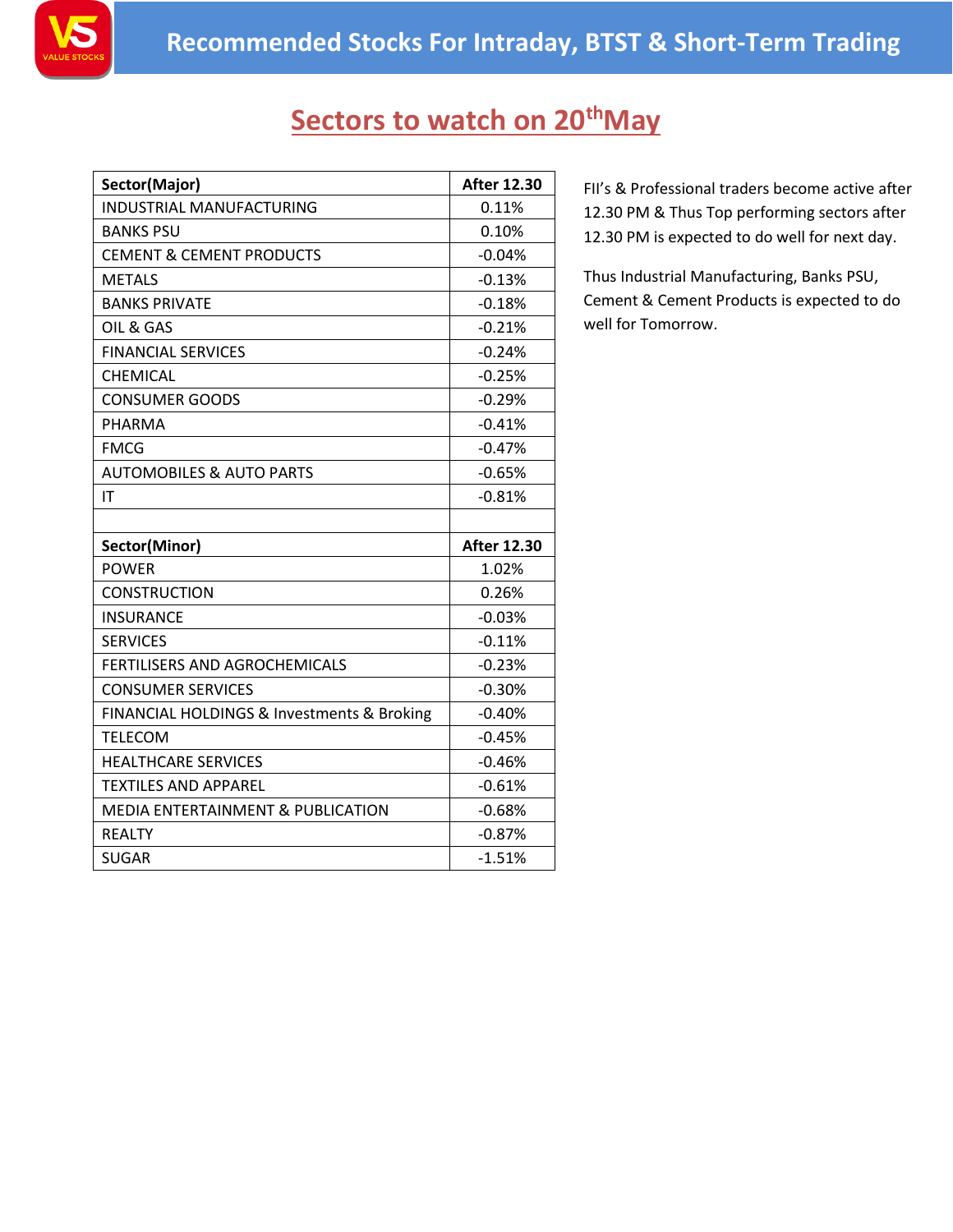# Recommended Stocks For Intraday, BTST & Short-Term Trading

## Sectors to watch on 20th May

| Sector(Major) | After 12.30 |
|---|---|
| INDUSTRIAL MANUFACTURING | 0.11% |
| BANKS PSU | 0.10% |
| CEMENT & CEMENT PRODUCTS | -0.04% |
| METALS | -0.13% |
| BANKS PRIVATE | -0.18% |
| OIL & GAS | -0.21% |
| FINANCIAL SERVICES | -0.24% |
| CHEMICAL | -0.25% |
| CONSUMER GOODS | -0.29% |
| PHARMA | -0.41% |
| FMCG | -0.47% |
| AUTOMOBILES & AUTO PARTS | -0.65% |
| IT | -0.81% |
| | |
| **Sector(Minor)** | **After 12.30** |
| POWER | 1.02% |
| CONSTRUCTION | 0.26% |
| INSURANCE | -0.03% |
| SERVICES | -0.11% |
| FERTILISERS AND AGROCHEMICALS | -0.23% |
| CONSUMER SERVICES | -0.30% |
| FINANCIAL HOLDINGS & Investments & Broking | -0.40% |
| TELECOM | -0.45% |
| HEALTHCARE SERVICES | -0.46% |
| TEXTILES AND APPAREL | -0.61% |
| MEDIA ENTERTAINMENT & PUBLICATION | -0.68% |
| REALTY | -0.87% |
| SUGAR | -1.51% |

FII's & Professional traders become active after 12.30 PM & Thus Top performing sectors after 12.30 PM is expected to do well for next day.

Thus Industrial Manufacturing, Banks PSU, Cement & Cement Products is expected to do well for Tomorrow.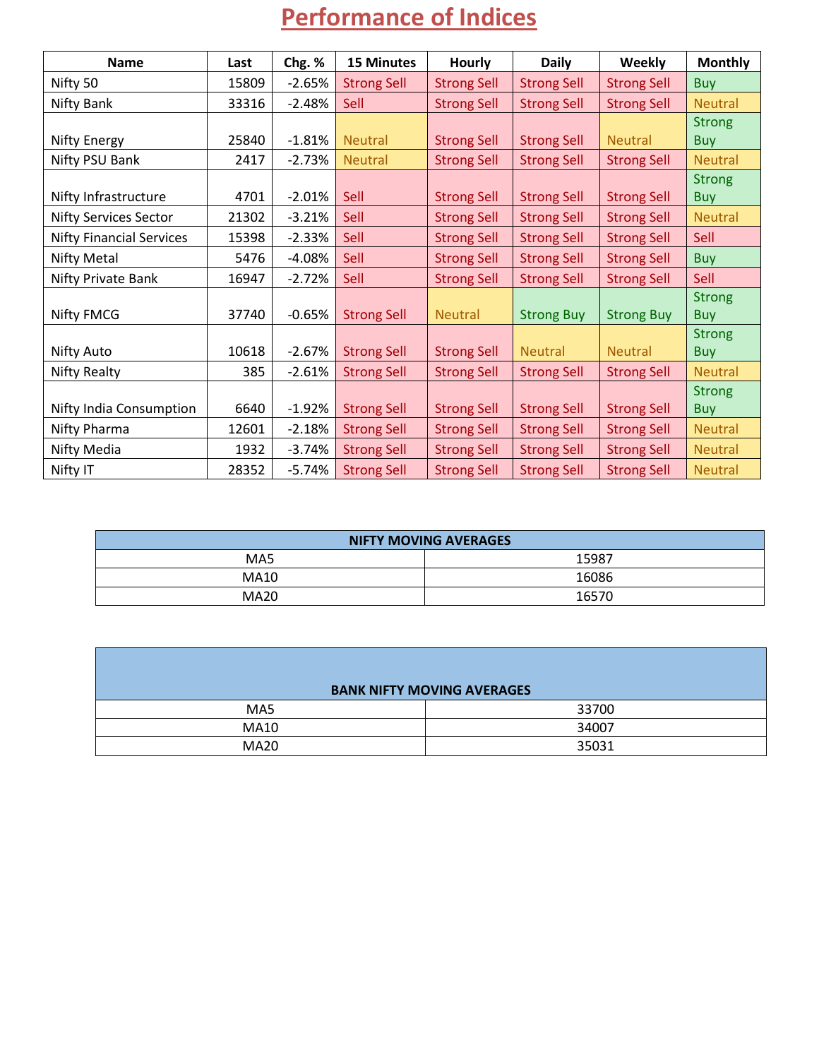# Performance of Indices

| Name | Last | Chg. % | 15 Minutes | Hourly | Daily | Weekly | Monthly |
|---|---|---|---|---|---|---|---|
| Nifty 50 | 15809 | -2.65% | Strong Sell | Strong Sell | Strong Sell | Strong Sell | Buy |
| Nifty Bank | 33316 | -2.48% | Sell | Strong Sell | Strong Sell | Strong Sell | Neutral |
| Nifty Energy | 25840 | -1.81% | Neutral | Strong Sell | Strong Sell | Neutral | Strong Buy |
| Nifty PSU Bank | 2417 | -2.73% | Neutral | Strong Sell | Strong Sell | Strong Sell | Neutral |
| Nifty Infrastructure | 4701 | -2.01% | Sell | Strong Sell | Strong Sell | Strong Sell | Strong Buy |
| Nifty Services Sector | 21302 | -3.21% | Sell | Strong Sell | Strong Sell | Strong Sell | Neutral |
| Nifty Financial Services | 15398 | -2.33% | Sell | Strong Sell | Strong Sell | Strong Sell | Sell |
| Nifty Metal | 5476 | -4.08% | Sell | Strong Sell | Strong Sell | Strong Sell | Buy |
| Nifty Private Bank | 16947 | -2.72% | Sell | Strong Sell | Strong Sell | Strong Sell | Sell |
| Nifty FMCG | 37740 | -0.65% | Strong Sell | Neutral | Strong Buy | Strong Buy | Strong Buy |
| Nifty Auto | 10618 | -2.67% | Strong Sell | Strong Sell | Neutral | Neutral | Strong Buy |
| Nifty Realty | 385 | -2.61% | Strong Sell | Strong Sell | Strong Sell | Strong Sell | Neutral |
| Nifty India Consumption | 6640 | -1.92% | Strong Sell | Strong Sell | Strong Sell | Strong Sell | Strong Buy |
| Nifty Pharma | 12601 | -2.18% | Strong Sell | Strong Sell | Strong Sell | Strong Sell | Neutral |
| Nifty Media | 1932 | -3.74% | Strong Sell | Strong Sell | Strong Sell | Strong Sell | Neutral |
| Nifty IT | 28352 | -5.74% | Strong Sell | Strong Sell | Strong Sell | Strong Sell | Neutral |

| NIFTY MOVING AVERAGES | |
|---|---|
| MA5 | 15987 |
| MA10 | 16086 |
| MA20 | 16570 |

| BANK NIFTY MOVING AVERAGES | |
|---|---|
| MA5 | 33700 |
| MA10 | 34007 |
| MA20 | 35031 |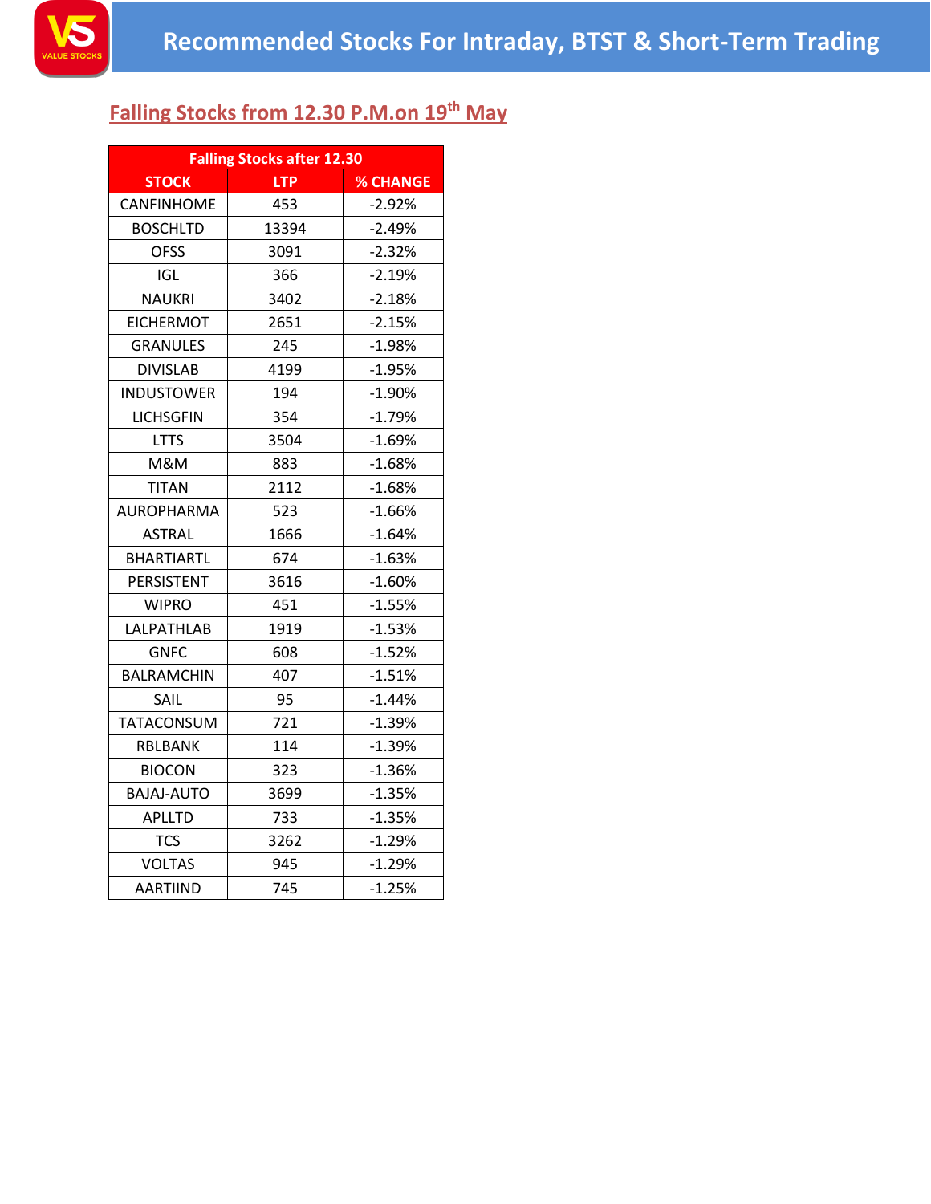# Recommended Stocks For Intraday, BTST & Short-Term Trading

## Falling Stocks from 12.30 P.M.on 19th May

| Falling Stocks after 12.30 | | |
|---|---|---|
| **STOCK** | **LTP** | **% CHANGE** |
| CANFINHOME | 453 | -2.92% |
| BOSCHLTD | 13394 | -2.49% |
| OFSS | 3091 | -2.32% |
| IGL | 366 | -2.19% |
| NAUKRI | 3402 | -2.18% |
| EICHERMOT | 2651 | -2.15% |
| GRANULES | 245 | -1.98% |
| DIVISLAB | 4199 | -1.95% |
| INDUSTOWER | 194 | -1.90% |
| LICHSGFIN | 354 | -1.79% |
| LTTS | 3504 | -1.69% |
| M&M | 883 | -1.68% |
| TITAN | 2112 | -1.68% |
| AUROPHARMA | 523 | -1.66% |
| ASTRAL | 1666 | -1.64% |
| BHARTIARTL | 674 | -1.63% |
| PERSISTENT | 3616 | -1.60% |
| WIPRO | 451 | -1.55% |
| LALPATHLAB | 1919 | -1.53% |
| GNFC | 608 | -1.52% |
| BALRAMCHIN | 407 | -1.51% |
| SAIL | 95 | -1.44% |
| TATACONSUM | 721 | -1.39% |
| RBLBANK | 114 | -1.39% |
| BIOCON | 323 | -1.36% |
| BAJAJ-AUTO | 3699 | -1.35% |
| APLLTD | 733 | -1.35% |
| TCS | 3262 | -1.29% |
| VOLTAS | 945 | -1.29% |
| AARTIIND | 745 | -1.25% |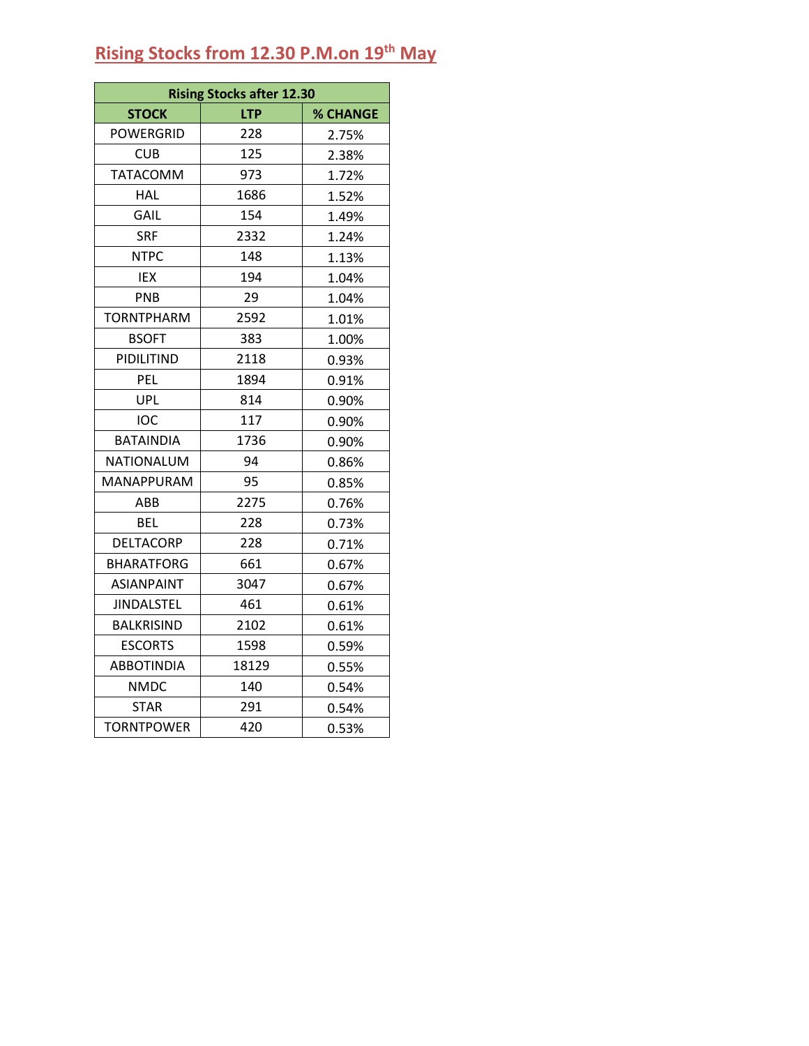# Rising Stocks from 12.30 P.M.on 19th May

| Rising Stocks after 12.30 | | |
|---|---|---|
| **STOCK** | **LTP** | **% CHANGE** |
| POWERGRID | 228 | 2.75% |
| CUB | 125 | 2.38% |
| TATACOMM | 973 | 1.72% |
| HAL | 1686 | 1.52% |
| GAIL | 154 | 1.49% |
| SRF | 2332 | 1.24% |
| NTPC | 148 | 1.13% |
| IEX | 194 | 1.04% |
| PNB | 29 | 1.04% |
| TORNTPHARM | 2592 | 1.01% |
| BSOFT | 383 | 1.00% |
| PIDILITIND | 2118 | 0.93% |
| PEL | 1894 | 0.91% |
| UPL | 814 | 0.90% |
| IOC | 117 | 0.90% |
| BATAINDIA | 1736 | 0.90% |
| NATIONALUM | 94 | 0.86% |
| MANAPPURAM | 95 | 0.85% |
| ABB | 2275 | 0.76% |
| BEL | 228 | 0.73% |
| DELTACORP | 228 | 0.71% |
| BHARATFORG | 661 | 0.67% |
| ASIANPAINT | 3047 | 0.67% |
| JINDALSTEL | 461 | 0.61% |
| BALKRISIND | 2102 | 0.61% |
| ESCORTS | 1598 | 0.59% |
| ABBOTINDIA | 18129 | 0.55% |
| NMDC | 140 | 0.54% |
| STAR | 291 | 0.54% |
| TORNTPOWER | 420 | 0.53% |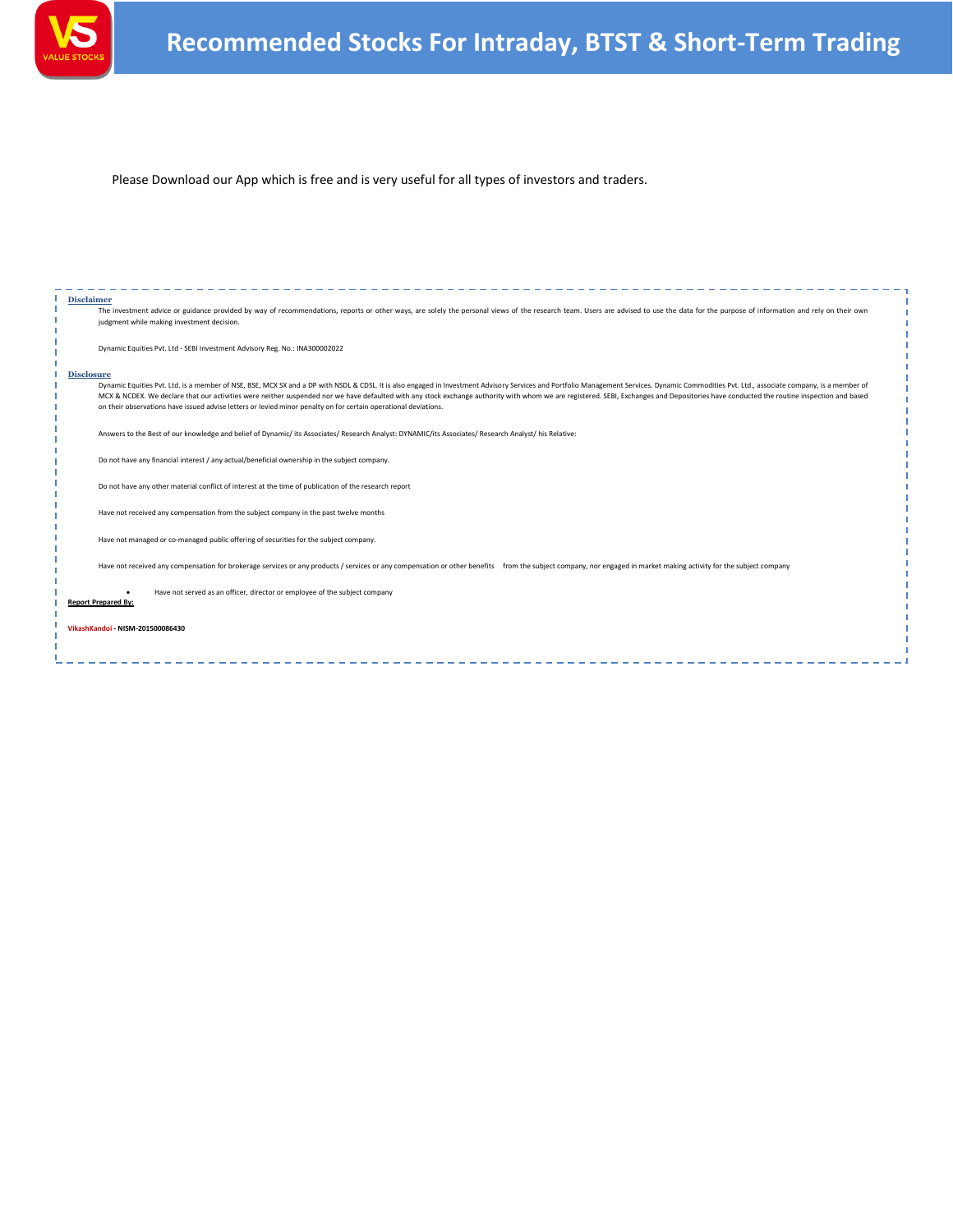# Recommended Stocks For Intraday, BTST & Short-Term Trading

Please Download our App which is free and is very useful for all types of investors and traders.

**Disclaimer**

The investment advice or guidance provided by way of recommendations, reports or other ways, are solely the personal views of the research team. Users are advised to use the data for the purpose of information and rely on their own judgment while making investment decision.

Dynamic Equities Pvt. Ltd - SEBI Investment Advisory Reg. No.: INA300002022

**Disclosure**

Dynamic Equities Pvt. Ltd. is a member of NSE, BSE, MCX SX and a DP with NSDL & CDSL. It is also engaged in Investment Advisory Services and Portfolio Management Services. Dynamic Commodities Pvt. Ltd., associate company, is a member of MCX & NCDEX. We declare that our activities were neither suspended nor we have defaulted with any stock exchange authority with whom we are registered. SEBI, Exchanges and Depositories have conducted the routine inspection and based on their observations have issued advise letters or levied minor penalty on for certain operational deviations.

Answers to the Best of our knowledge and belief of Dynamic/ its Associates/ Research Analyst: DYNAMIC/its Associates/ Research Analyst/ his Relative:

Do not have any financial interest / any actual/beneficial ownership in the subject company.

Do not have any other material conflict of interest at the time of publication of the research report

Have not received any compensation from the subject company in the past twelve months

Have not managed or co-managed public offering of securities for the subject company.

Have not received any compensation for brokerage services or any products / services or any compensation or other benefits from the subject company, nor engaged in market making activity for the subject company

- Have not served as an officer, director or employee of the subject company

**Report Prepared By:**

**VikashKandoi - NISM-201500086430**